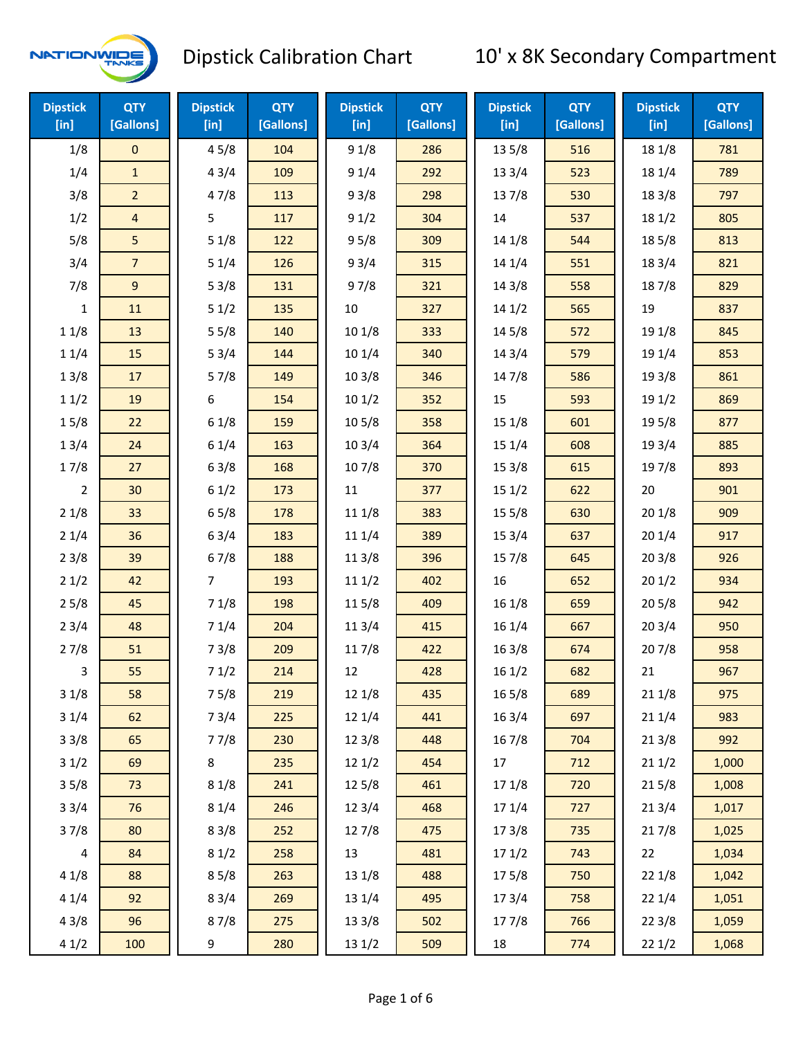# Dipstick Calibration Chart

## 10' x 8K Secondary Compartment

| Dipstick [in] | QTY [Gallons] |
|---|---|
| 1/8 | 0 |
| 1/4 | 1 |
| 3/8 | 2 |
| 1/2 | 4 |
| 5/8 | 5 |
| 3/4 | 7 |
| 7/8 | 9 |
| 1 | 11 |
| 1 1/8 | 13 |
| 1 1/4 | 15 |
| 1 3/8 | 17 |
| 1 1/2 | 19 |
| 1 5/8 | 22 |
| 1 3/4 | 24 |
| 1 7/8 | 27 |
| 2 | 30 |
| 2 1/8 | 33 |
| 2 1/4 | 36 |
| 2 3/8 | 39 |
| 2 1/2 | 42 |
| 2 5/8 | 45 |
| 2 3/4 | 48 |
| 2 7/8 | 51 |
| 3 | 55 |
| 3 1/8 | 58 |
| 3 1/4 | 62 |
| 3 3/8 | 65 |
| 3 1/2 | 69 |
| 3 5/8 | 73 |
| 3 3/4 | 76 |
| 3 7/8 | 80 |
| 4 | 84 |
| 4 1/8 | 88 |
| 4 1/4 | 92 |
| 4 3/8 | 96 |
| 4 1/2 | 100 |
| 4 5/8 | 104 |
| 4 3/4 | 109 |
| 4 7/8 | 113 |
| 5 | 117 |
| 5 1/8 | 122 |
| 5 1/4 | 126 |
| 5 3/8 | 131 |
| 5 1/2 | 135 |
| 5 5/8 | 140 |
| 5 3/4 | 144 |
| 5 7/8 | 149 |
| 6 | 154 |
| 6 1/8 | 159 |
| 6 1/4 | 163 |
| 6 3/8 | 168 |
| 6 1/2 | 173 |
| 6 5/8 | 178 |
| 6 3/4 | 183 |
| 6 7/8 | 188 |
| 7 | 193 |
| 7 1/8 | 198 |
| 7 1/4 | 204 |
| 7 3/8 | 209 |
| 7 1/2 | 214 |
| 7 5/8 | 219 |
| 7 3/4 | 225 |
| 7 7/8 | 230 |
| 8 | 235 |
| 8 1/8 | 241 |
| 8 1/4 | 246 |
| 8 3/8 | 252 |
| 8 1/2 | 258 |
| 8 5/8 | 263 |
| 8 3/4 | 269 |
| 8 7/8 | 275 |
| 9 | 280 |
| 9 1/8 | 286 |
| 9 1/4 | 292 |
| 9 3/8 | 298 |
| 9 1/2 | 304 |
| 9 5/8 | 309 |
| 9 3/4 | 315 |
| 9 7/8 | 321 |
| 10 | 327 |
| 10 1/8 | 333 |
| 10 1/4 | 340 |
| 10 3/8 | 346 |
| 10 1/2 | 352 |
| 10 5/8 | 358 |
| 10 3/4 | 364 |
| 10 7/8 | 370 |
| 11 | 377 |
| 11 1/8 | 383 |
| 11 1/4 | 389 |
| 11 3/8 | 396 |
| 11 1/2 | 402 |
| 11 5/8 | 409 |
| 11 3/4 | 415 |
| 11 7/8 | 422 |
| 12 | 428 |
| 12 1/8 | 435 |
| 12 1/4 | 441 |
| 12 3/8 | 448 |
| 12 1/2 | 454 |
| 12 5/8 | 461 |
| 12 3/4 | 468 |
| 12 7/8 | 475 |
| 13 | 481 |
| 13 1/8 | 488 |
| 13 1/4 | 495 |
| 13 3/8 | 502 |
| 13 1/2 | 509 |
| 13 5/8 | 516 |
| 13 3/4 | 523 |
| 13 7/8 | 530 |
| 14 | 537 |
| 14 1/8 | 544 |
| 14 1/4 | 551 |
| 14 3/8 | 558 |
| 14 1/2 | 565 |
| 14 5/8 | 572 |
| 14 3/4 | 579 |
| 14 7/8 | 586 |
| 15 | 593 |
| 15 1/8 | 601 |
| 15 1/4 | 608 |
| 15 3/8 | 615 |
| 15 1/2 | 622 |
| 15 5/8 | 630 |
| 15 3/4 | 637 |
| 15 7/8 | 645 |
| 16 | 652 |
| 16 1/8 | 659 |
| 16 1/4 | 667 |
| 16 3/8 | 674 |
| 16 1/2 | 682 |
| 16 5/8 | 689 |
| 16 3/4 | 697 |
| 16 7/8 | 704 |
| 17 | 712 |
| 17 1/8 | 720 |
| 17 1/4 | 727 |
| 17 3/8 | 735 |
| 17 1/2 | 743 |
| 17 5/8 | 750 |
| 17 3/4 | 758 |
| 17 7/8 | 766 |
| 18 | 774 |
| 18 1/8 | 781 |
| 18 1/4 | 789 |
| 18 3/8 | 797 |
| 18 1/2 | 805 |
| 18 5/8 | 813 |
| 18 3/4 | 821 |
| 18 7/8 | 829 |
| 19 | 837 |
| 19 1/8 | 845 |
| 19 1/4 | 853 |
| 19 3/8 | 861 |
| 19 1/2 | 869 |
| 19 5/8 | 877 |
| 19 3/4 | 885 |
| 19 7/8 | 893 |
| 20 | 901 |
| 20 1/8 | 909 |
| 20 1/4 | 917 |
| 20 3/8 | 926 |
| 20 1/2 | 934 |
| 20 5/8 | 942 |
| 20 3/4 | 950 |
| 20 7/8 | 958 |
| 21 | 967 |
| 21 1/8 | 975 |
| 21 1/4 | 983 |
| 21 3/8 | 992 |
| 21 1/2 | 1,000 |
| 21 5/8 | 1,008 |
| 21 3/4 | 1,017 |
| 21 7/8 | 1,025 |
| 22 | 1,034 |
| 22 1/8 | 1,042 |
| 22 1/4 | 1,051 |
| 22 3/8 | 1,059 |
| 22 1/2 | 1,068 |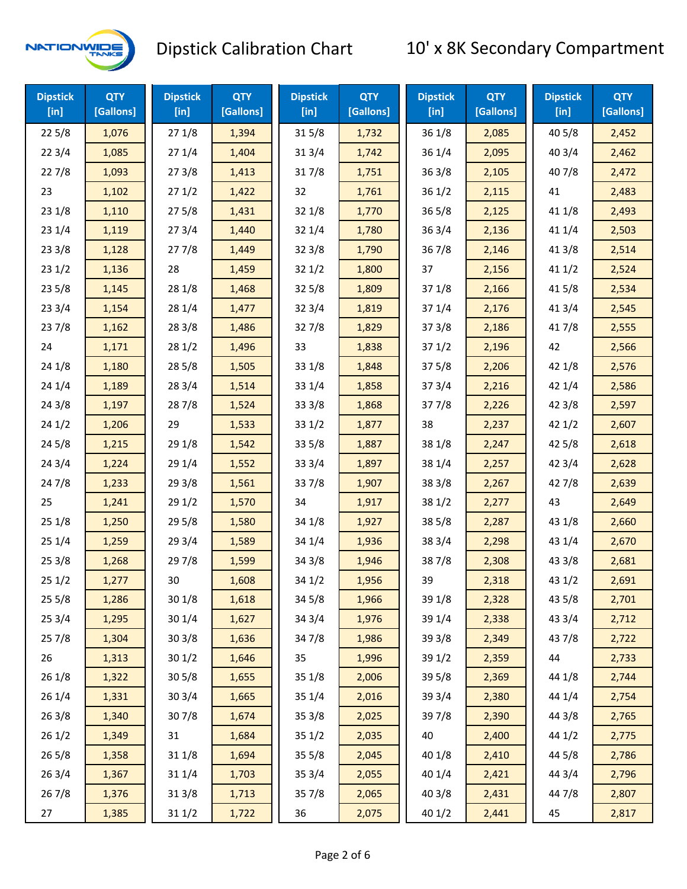# Dipstick Calibration Chart

## 10' x 8K Secondary Compartment

| Dipstick [in] | QTY [Gallons] | Dipstick [in] | QTY [Gallons] | Dipstick [in] | QTY [Gallons] | Dipstick [in] | QTY [Gallons] | Dipstick [in] | QTY [Gallons] |
|---|---|---|---|---|---|---|---|---|---|
| 22 5/8 | 1,076 | 27 1/8 | 1,394 | 31 5/8 | 1,732 | 36 1/8 | 2,085 | 40 5/8 | 2,452 |
| 22 3/4 | 1,085 | 27 1/4 | 1,404 | 31 3/4 | 1,742 | 36 1/4 | 2,095 | 40 3/4 | 2,462 |
| 22 7/8 | 1,093 | 27 3/8 | 1,413 | 31 7/8 | 1,751 | 36 3/8 | 2,105 | 40 7/8 | 2,472 |
| 23 | 1,102 | 27 1/2 | 1,422 | 32 | 1,761 | 36 1/2 | 2,115 | 41 | 2,483 |
| 23 1/8 | 1,110 | 27 5/8 | 1,431 | 32 1/8 | 1,770 | 36 5/8 | 2,125 | 41 1/8 | 2,493 |
| 23 1/4 | 1,119 | 27 3/4 | 1,440 | 32 1/4 | 1,780 | 36 3/4 | 2,136 | 41 1/4 | 2,503 |
| 23 3/8 | 1,128 | 27 7/8 | 1,449 | 32 3/8 | 1,790 | 36 7/8 | 2,146 | 41 3/8 | 2,514 |
| 23 1/2 | 1,136 | 28 | 1,459 | 32 1/2 | 1,800 | 37 | 2,156 | 41 1/2 | 2,524 |
| 23 5/8 | 1,145 | 28 1/8 | 1,468 | 32 5/8 | 1,809 | 37 1/8 | 2,166 | 41 5/8 | 2,534 |
| 23 3/4 | 1,154 | 28 1/4 | 1,477 | 32 3/4 | 1,819 | 37 1/4 | 2,176 | 41 3/4 | 2,545 |
| 23 7/8 | 1,162 | 28 3/8 | 1,486 | 32 7/8 | 1,829 | 37 3/8 | 2,186 | 41 7/8 | 2,555 |
| 24 | 1,171 | 28 1/2 | 1,496 | 33 | 1,838 | 37 1/2 | 2,196 | 42 | 2,566 |
| 24 1/8 | 1,180 | 28 5/8 | 1,505 | 33 1/8 | 1,848 | 37 5/8 | 2,206 | 42 1/8 | 2,576 |
| 24 1/4 | 1,189 | 28 3/4 | 1,514 | 33 1/4 | 1,858 | 37 3/4 | 2,216 | 42 1/4 | 2,586 |
| 24 3/8 | 1,197 | 28 7/8 | 1,524 | 33 3/8 | 1,868 | 37 7/8 | 2,226 | 42 3/8 | 2,597 |
| 24 1/2 | 1,206 | 29 | 1,533 | 33 1/2 | 1,877 | 38 | 2,237 | 42 1/2 | 2,607 |
| 24 5/8 | 1,215 | 29 1/8 | 1,542 | 33 5/8 | 1,887 | 38 1/8 | 2,247 | 42 5/8 | 2,618 |
| 24 3/4 | 1,224 | 29 1/4 | 1,552 | 33 3/4 | 1,897 | 38 1/4 | 2,257 | 42 3/4 | 2,628 |
| 24 7/8 | 1,233 | 29 3/8 | 1,561 | 33 7/8 | 1,907 | 38 3/8 | 2,267 | 42 7/8 | 2,639 |
| 25 | 1,241 | 29 1/2 | 1,570 | 34 | 1,917 | 38 1/2 | 2,277 | 43 | 2,649 |
| 25 1/8 | 1,250 | 29 5/8 | 1,580 | 34 1/8 | 1,927 | 38 5/8 | 2,287 | 43 1/8 | 2,660 |
| 25 1/4 | 1,259 | 29 3/4 | 1,589 | 34 1/4 | 1,936 | 38 3/4 | 2,298 | 43 1/4 | 2,670 |
| 25 3/8 | 1,268 | 29 7/8 | 1,599 | 34 3/8 | 1,946 | 38 7/8 | 2,308 | 43 3/8 | 2,681 |
| 25 1/2 | 1,277 | 30 | 1,608 | 34 1/2 | 1,956 | 39 | 2,318 | 43 1/2 | 2,691 |
| 25 5/8 | 1,286 | 30 1/8 | 1,618 | 34 5/8 | 1,966 | 39 1/8 | 2,328 | 43 5/8 | 2,701 |
| 25 3/4 | 1,295 | 30 1/4 | 1,627 | 34 3/4 | 1,976 | 39 1/4 | 2,338 | 43 3/4 | 2,712 |
| 25 7/8 | 1,304 | 30 3/8 | 1,636 | 34 7/8 | 1,986 | 39 3/8 | 2,349 | 43 7/8 | 2,722 |
| 26 | 1,313 | 30 1/2 | 1,646 | 35 | 1,996 | 39 1/2 | 2,359 | 44 | 2,733 |
| 26 1/8 | 1,322 | 30 5/8 | 1,655 | 35 1/8 | 2,006 | 39 5/8 | 2,369 | 44 1/8 | 2,744 |
| 26 1/4 | 1,331 | 30 3/4 | 1,665 | 35 1/4 | 2,016 | 39 3/4 | 2,380 | 44 1/4 | 2,754 |
| 26 3/8 | 1,340 | 30 7/8 | 1,674 | 35 3/8 | 2,025 | 39 7/8 | 2,390 | 44 3/8 | 2,765 |
| 26 1/2 | 1,349 | 31 | 1,684 | 35 1/2 | 2,035 | 40 | 2,400 | 44 1/2 | 2,775 |
| 26 5/8 | 1,358 | 31 1/8 | 1,694 | 35 5/8 | 2,045 | 40 1/8 | 2,410 | 44 5/8 | 2,786 |
| 26 3/4 | 1,367 | 31 1/4 | 1,703 | 35 3/4 | 2,055 | 40 1/4 | 2,421 | 44 3/4 | 2,796 |
| 26 7/8 | 1,376 | 31 3/8 | 1,713 | 35 7/8 | 2,065 | 40 3/8 | 2,431 | 44 7/8 | 2,807 |
| 27 | 1,385 | 31 1/2 | 1,722 | 36 | 2,075 | 40 1/2 | 2,441 | 45 | 2,817 |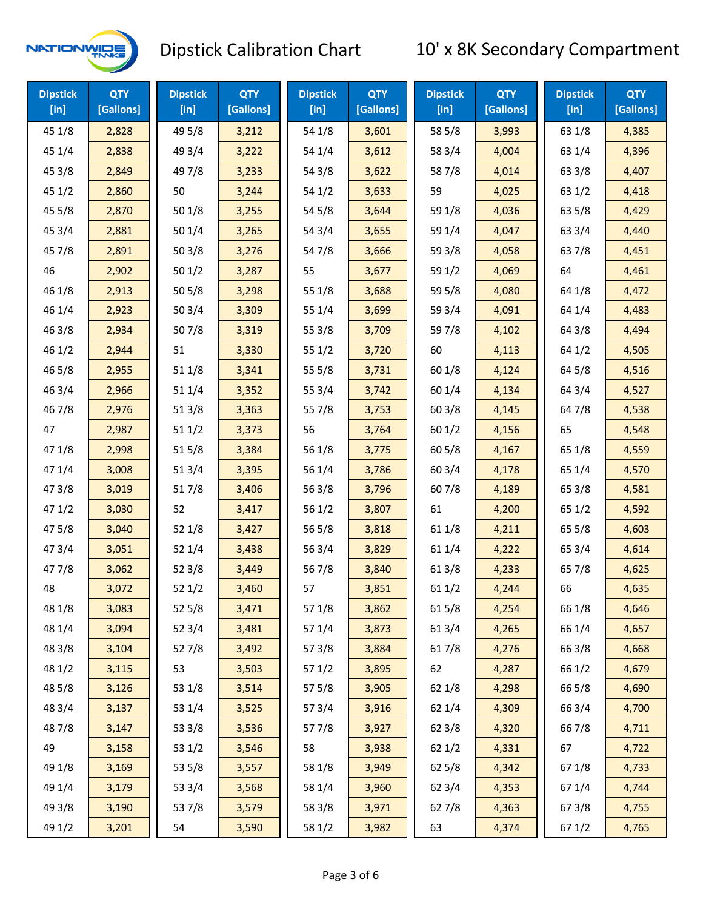# Dipstick Calibration Chart

## 10' x 8K Secondary Compartment

| Dipstick [in] | QTY [Gallons] | Dipstick [in] | QTY [Gallons] | Dipstick [in] | QTY [Gallons] | Dipstick [in] | QTY [Gallons] | Dipstick [in] | QTY [Gallons] |
|---|---|---|---|---|---|---|---|---|---|
| 45 1/8 | 2,828 | 49 5/8 | 3,212 | 54 1/8 | 3,601 | 58 5/8 | 3,993 | 63 1/8 | 4,385 |
| 45 1/4 | 2,838 | 49 3/4 | 3,222 | 54 1/4 | 3,612 | 58 3/4 | 4,004 | 63 1/4 | 4,396 |
| 45 3/8 | 2,849 | 49 7/8 | 3,233 | 54 3/8 | 3,622 | 58 7/8 | 4,014 | 63 3/8 | 4,407 |
| 45 1/2 | 2,860 | 50 | 3,244 | 54 1/2 | 3,633 | 59 | 4,025 | 63 1/2 | 4,418 |
| 45 5/8 | 2,870 | 50 1/8 | 3,255 | 54 5/8 | 3,644 | 59 1/8 | 4,036 | 63 5/8 | 4,429 |
| 45 3/4 | 2,881 | 50 1/4 | 3,265 | 54 3/4 | 3,655 | 59 1/4 | 4,047 | 63 3/4 | 4,440 |
| 45 7/8 | 2,891 | 50 3/8 | 3,276 | 54 7/8 | 3,666 | 59 3/8 | 4,058 | 63 7/8 | 4,451 |
| 46 | 2,902 | 50 1/2 | 3,287 | 55 | 3,677 | 59 1/2 | 4,069 | 64 | 4,461 |
| 46 1/8 | 2,913 | 50 5/8 | 3,298 | 55 1/8 | 3,688 | 59 5/8 | 4,080 | 64 1/8 | 4,472 |
| 46 1/4 | 2,923 | 50 3/4 | 3,309 | 55 1/4 | 3,699 | 59 3/4 | 4,091 | 64 1/4 | 4,483 |
| 46 3/8 | 2,934 | 50 7/8 | 3,319 | 55 3/8 | 3,709 | 59 7/8 | 4,102 | 64 3/8 | 4,494 |
| 46 1/2 | 2,944 | 51 | 3,330 | 55 1/2 | 3,720 | 60 | 4,113 | 64 1/2 | 4,505 |
| 46 5/8 | 2,955 | 51 1/8 | 3,341 | 55 5/8 | 3,731 | 60 1/8 | 4,124 | 64 5/8 | 4,516 |
| 46 3/4 | 2,966 | 51 1/4 | 3,352 | 55 3/4 | 3,742 | 60 1/4 | 4,134 | 64 3/4 | 4,527 |
| 46 7/8 | 2,976 | 51 3/8 | 3,363 | 55 7/8 | 3,753 | 60 3/8 | 4,145 | 64 7/8 | 4,538 |
| 47 | 2,987 | 51 1/2 | 3,373 | 56 | 3,764 | 60 1/2 | 4,156 | 65 | 4,548 |
| 47 1/8 | 2,998 | 51 5/8 | 3,384 | 56 1/8 | 3,775 | 60 5/8 | 4,167 | 65 1/8 | 4,559 |
| 47 1/4 | 3,008 | 51 3/4 | 3,395 | 56 1/4 | 3,786 | 60 3/4 | 4,178 | 65 1/4 | 4,570 |
| 47 3/8 | 3,019 | 51 7/8 | 3,406 | 56 3/8 | 3,796 | 60 7/8 | 4,189 | 65 3/8 | 4,581 |
| 47 1/2 | 3,030 | 52 | 3,417 | 56 1/2 | 3,807 | 61 | 4,200 | 65 1/2 | 4,592 |
| 47 5/8 | 3,040 | 52 1/8 | 3,427 | 56 5/8 | 3,818 | 61 1/8 | 4,211 | 65 5/8 | 4,603 |
| 47 3/4 | 3,051 | 52 1/4 | 3,438 | 56 3/4 | 3,829 | 61 1/4 | 4,222 | 65 3/4 | 4,614 |
| 47 7/8 | 3,062 | 52 3/8 | 3,449 | 56 7/8 | 3,840 | 61 3/8 | 4,233 | 65 7/8 | 4,625 |
| 48 | 3,072 | 52 1/2 | 3,460 | 57 | 3,851 | 61 1/2 | 4,244 | 66 | 4,635 |
| 48 1/8 | 3,083 | 52 5/8 | 3,471 | 57 1/8 | 3,862 | 61 5/8 | 4,254 | 66 1/8 | 4,646 |
| 48 1/4 | 3,094 | 52 3/4 | 3,481 | 57 1/4 | 3,873 | 61 3/4 | 4,265 | 66 1/4 | 4,657 |
| 48 3/8 | 3,104 | 52 7/8 | 3,492 | 57 3/8 | 3,884 | 61 7/8 | 4,276 | 66 3/8 | 4,668 |
| 48 1/2 | 3,115 | 53 | 3,503 | 57 1/2 | 3,895 | 62 | 4,287 | 66 1/2 | 4,679 |
| 48 5/8 | 3,126 | 53 1/8 | 3,514 | 57 5/8 | 3,905 | 62 1/8 | 4,298 | 66 5/8 | 4,690 |
| 48 3/4 | 3,137 | 53 1/4 | 3,525 | 57 3/4 | 3,916 | 62 1/4 | 4,309 | 66 3/4 | 4,700 |
| 48 7/8 | 3,147 | 53 3/8 | 3,536 | 57 7/8 | 3,927 | 62 3/8 | 4,320 | 66 7/8 | 4,711 |
| 49 | 3,158 | 53 1/2 | 3,546 | 58 | 3,938 | 62 1/2 | 4,331 | 67 | 4,722 |
| 49 1/8 | 3,169 | 53 5/8 | 3,557 | 58 1/8 | 3,949 | 62 5/8 | 4,342 | 67 1/8 | 4,733 |
| 49 1/4 | 3,179 | 53 3/4 | 3,568 | 58 1/4 | 3,960 | 62 3/4 | 4,353 | 67 1/4 | 4,744 |
| 49 3/8 | 3,190 | 53 7/8 | 3,579 | 58 3/8 | 3,971 | 62 7/8 | 4,363 | 67 3/8 | 4,755 |
| 49 1/2 | 3,201 | 54 | 3,590 | 58 1/2 | 3,982 | 63 | 4,374 | 67 1/2 | 4,765 |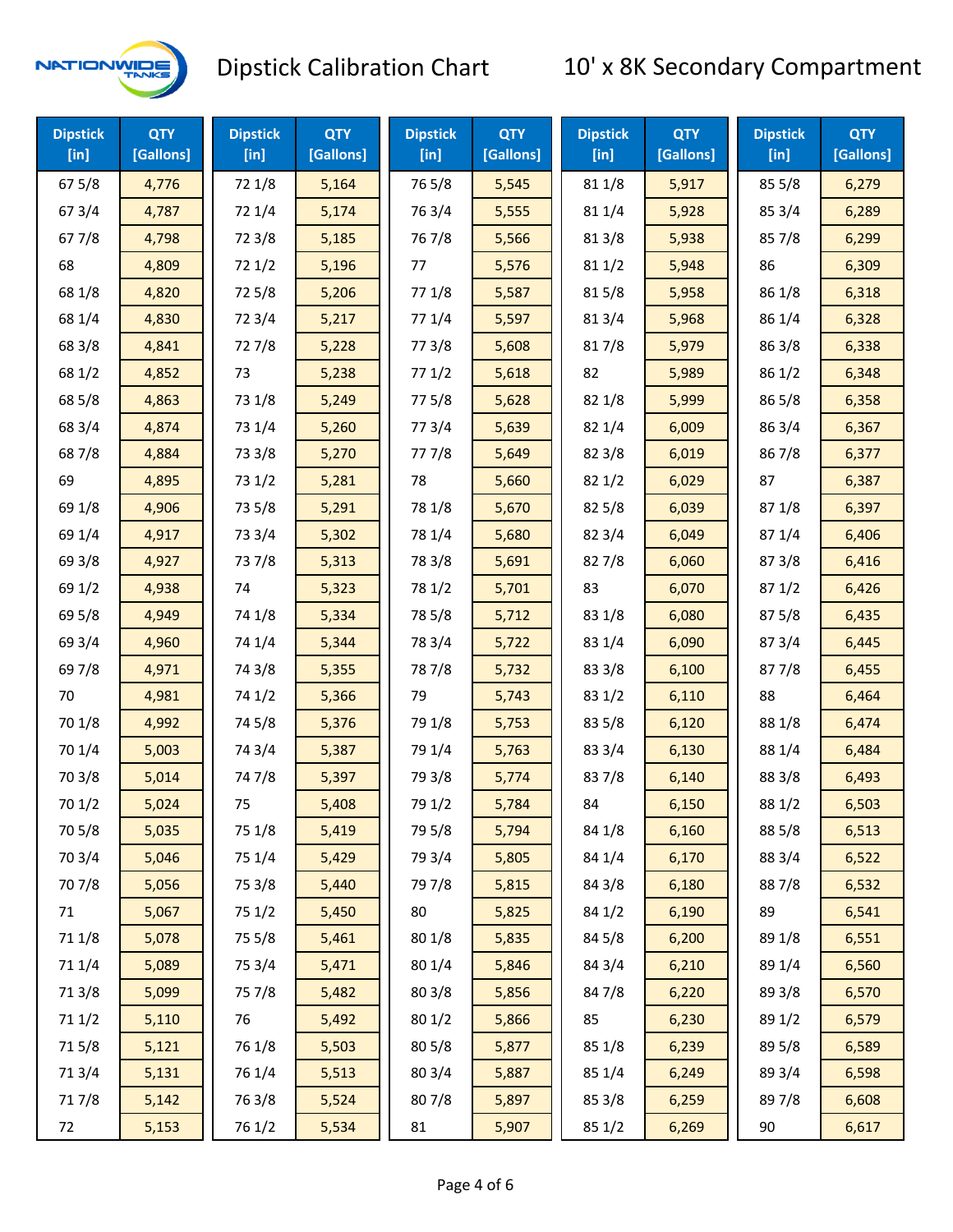# Dipstick Calibration Chart

## 10' x 8K Secondary Compartment

| Dipstick [in] | QTY [Gallons] | Dipstick [in] | QTY [Gallons] | Dipstick [in] | QTY [Gallons] | Dipstick [in] | QTY [Gallons] | Dipstick [in] | QTY [Gallons] |
|---|---|---|---|---|---|---|---|---|---|
| 67 5/8 | 4,776 | 72 1/8 | 5,164 | 76 5/8 | 5,545 | 81 1/8 | 5,917 | 85 5/8 | 6,279 |
| 67 3/4 | 4,787 | 72 1/4 | 5,174 | 76 3/4 | 5,555 | 81 1/4 | 5,928 | 85 3/4 | 6,289 |
| 67 7/8 | 4,798 | 72 3/8 | 5,185 | 76 7/8 | 5,566 | 81 3/8 | 5,938 | 85 7/8 | 6,299 |
| 68 | 4,809 | 72 1/2 | 5,196 | 77 | 5,576 | 81 1/2 | 5,948 | 86 | 6,309 |
| 68 1/8 | 4,820 | 72 5/8 | 5,206 | 77 1/8 | 5,587 | 81 5/8 | 5,958 | 86 1/8 | 6,318 |
| 68 1/4 | 4,830 | 72 3/4 | 5,217 | 77 1/4 | 5,597 | 81 3/4 | 5,968 | 86 1/4 | 6,328 |
| 68 3/8 | 4,841 | 72 7/8 | 5,228 | 77 3/8 | 5,608 | 81 7/8 | 5,979 | 86 3/8 | 6,338 |
| 68 1/2 | 4,852 | 73 | 5,238 | 77 1/2 | 5,618 | 82 | 5,989 | 86 1/2 | 6,348 |
| 68 5/8 | 4,863 | 73 1/8 | 5,249 | 77 5/8 | 5,628 | 82 1/8 | 5,999 | 86 5/8 | 6,358 |
| 68 3/4 | 4,874 | 73 1/4 | 5,260 | 77 3/4 | 5,639 | 82 1/4 | 6,009 | 86 3/4 | 6,367 |
| 68 7/8 | 4,884 | 73 3/8 | 5,270 | 77 7/8 | 5,649 | 82 3/8 | 6,019 | 86 7/8 | 6,377 |
| 69 | 4,895 | 73 1/2 | 5,281 | 78 | 5,660 | 82 1/2 | 6,029 | 87 | 6,387 |
| 69 1/8 | 4,906 | 73 5/8 | 5,291 | 78 1/8 | 5,670 | 82 5/8 | 6,039 | 87 1/8 | 6,397 |
| 69 1/4 | 4,917 | 73 3/4 | 5,302 | 78 1/4 | 5,680 | 82 3/4 | 6,049 | 87 1/4 | 6,406 |
| 69 3/8 | 4,927 | 73 7/8 | 5,313 | 78 3/8 | 5,691 | 82 7/8 | 6,060 | 87 3/8 | 6,416 |
| 69 1/2 | 4,938 | 74 | 5,323 | 78 1/2 | 5,701 | 83 | 6,070 | 87 1/2 | 6,426 |
| 69 5/8 | 4,949 | 74 1/8 | 5,334 | 78 5/8 | 5,712 | 83 1/8 | 6,080 | 87 5/8 | 6,435 |
| 69 3/4 | 4,960 | 74 1/4 | 5,344 | 78 3/4 | 5,722 | 83 1/4 | 6,090 | 87 3/4 | 6,445 |
| 69 7/8 | 4,971 | 74 3/8 | 5,355 | 78 7/8 | 5,732 | 83 3/8 | 6,100 | 87 7/8 | 6,455 |
| 70 | 4,981 | 74 1/2 | 5,366 | 79 | 5,743 | 83 1/2 | 6,110 | 88 | 6,464 |
| 70 1/8 | 4,992 | 74 5/8 | 5,376 | 79 1/8 | 5,753 | 83 5/8 | 6,120 | 88 1/8 | 6,474 |
| 70 1/4 | 5,003 | 74 3/4 | 5,387 | 79 1/4 | 5,763 | 83 3/4 | 6,130 | 88 1/4 | 6,484 |
| 70 3/8 | 5,014 | 74 7/8 | 5,397 | 79 3/8 | 5,774 | 83 7/8 | 6,140 | 88 3/8 | 6,493 |
| 70 1/2 | 5,024 | 75 | 5,408 | 79 1/2 | 5,784 | 84 | 6,150 | 88 1/2 | 6,503 |
| 70 5/8 | 5,035 | 75 1/8 | 5,419 | 79 5/8 | 5,794 | 84 1/8 | 6,160 | 88 5/8 | 6,513 |
| 70 3/4 | 5,046 | 75 1/4 | 5,429 | 79 3/4 | 5,805 | 84 1/4 | 6,170 | 88 3/4 | 6,522 |
| 70 7/8 | 5,056 | 75 3/8 | 5,440 | 79 7/8 | 5,815 | 84 3/8 | 6,180 | 88 7/8 | 6,532 |
| 71 | 5,067 | 75 1/2 | 5,450 | 80 | 5,825 | 84 1/2 | 6,190 | 89 | 6,541 |
| 71 1/8 | 5,078 | 75 5/8 | 5,461 | 80 1/8 | 5,835 | 84 5/8 | 6,200 | 89 1/8 | 6,551 |
| 71 1/4 | 5,089 | 75 3/4 | 5,471 | 80 1/4 | 5,846 | 84 3/4 | 6,210 | 89 1/4 | 6,560 |
| 71 3/8 | 5,099 | 75 7/8 | 5,482 | 80 3/8 | 5,856 | 84 7/8 | 6,220 | 89 3/8 | 6,570 |
| 71 1/2 | 5,110 | 76 | 5,492 | 80 1/2 | 5,866 | 85 | 6,230 | 89 1/2 | 6,579 |
| 71 5/8 | 5,121 | 76 1/8 | 5,503 | 80 5/8 | 5,877 | 85 1/8 | 6,239 | 89 5/8 | 6,589 |
| 71 3/4 | 5,131 | 76 1/4 | 5,513 | 80 3/4 | 5,887 | 85 1/4 | 6,249 | 89 3/4 | 6,598 |
| 71 7/8 | 5,142 | 76 3/8 | 5,524 | 80 7/8 | 5,897 | 85 3/8 | 6,259 | 89 7/8 | 6,608 |
| 72 | 5,153 | 76 1/2 | 5,534 | 81 | 5,907 | 85 1/2 | 6,269 | 90 | 6,617 |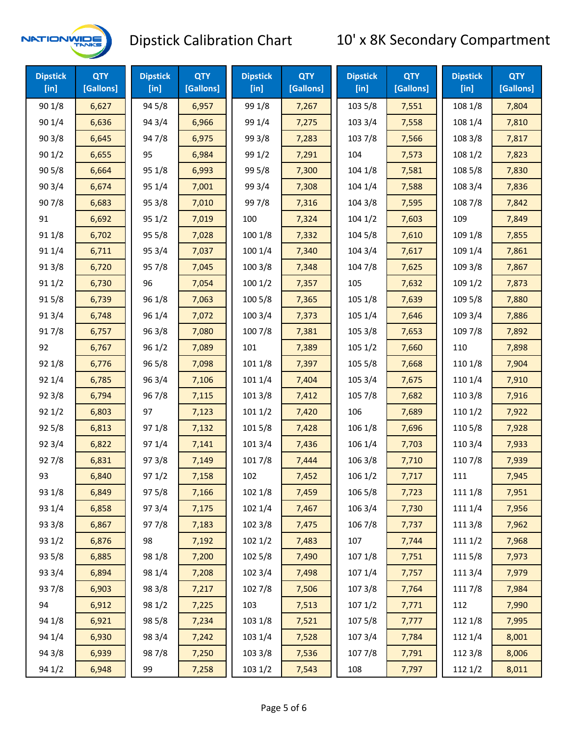# Dipstick Calibration Chart

## 10' x 8K Secondary Compartment

| Dipstick [in] | QTY [Gallons] | Dipstick [in] | QTY [Gallons] | Dipstick [in] | QTY [Gallons] | Dipstick [in] | QTY [Gallons] | Dipstick [in] | QTY [Gallons] |
|---|---|---|---|---|---|---|---|---|---|
| 90 1/8 | 6,627 | 94 5/8 | 6,957 | 99 1/8 | 7,267 | 103 5/8 | 7,551 | 108 1/8 | 7,804 |
| 90 1/4 | 6,636 | 94 3/4 | 6,966 | 99 1/4 | 7,275 | 103 3/4 | 7,558 | 108 1/4 | 7,810 |
| 90 3/8 | 6,645 | 94 7/8 | 6,975 | 99 3/8 | 7,283 | 103 7/8 | 7,566 | 108 3/8 | 7,817 |
| 90 1/2 | 6,655 | 95 | 6,984 | 99 1/2 | 7,291 | 104 | 7,573 | 108 1/2 | 7,823 |
| 90 5/8 | 6,664 | 95 1/8 | 6,993 | 99 5/8 | 7,300 | 104 1/8 | 7,581 | 108 5/8 | 7,830 |
| 90 3/4 | 6,674 | 95 1/4 | 7,001 | 99 3/4 | 7,308 | 104 1/4 | 7,588 | 108 3/4 | 7,836 |
| 90 7/8 | 6,683 | 95 3/8 | 7,010 | 99 7/8 | 7,316 | 104 3/8 | 7,595 | 108 7/8 | 7,842 |
| 91 | 6,692 | 95 1/2 | 7,019 | 100 | 7,324 | 104 1/2 | 7,603 | 109 | 7,849 |
| 91 1/8 | 6,702 | 95 5/8 | 7,028 | 100 1/8 | 7,332 | 104 5/8 | 7,610 | 109 1/8 | 7,855 |
| 91 1/4 | 6,711 | 95 3/4 | 7,037 | 100 1/4 | 7,340 | 104 3/4 | 7,617 | 109 1/4 | 7,861 |
| 91 3/8 | 6,720 | 95 7/8 | 7,045 | 100 3/8 | 7,348 | 104 7/8 | 7,625 | 109 3/8 | 7,867 |
| 91 1/2 | 6,730 | 96 | 7,054 | 100 1/2 | 7,357 | 105 | 7,632 | 109 1/2 | 7,873 |
| 91 5/8 | 6,739 | 96 1/8 | 7,063 | 100 5/8 | 7,365 | 105 1/8 | 7,639 | 109 5/8 | 7,880 |
| 91 3/4 | 6,748 | 96 1/4 | 7,072 | 100 3/4 | 7,373 | 105 1/4 | 7,646 | 109 3/4 | 7,886 |
| 91 7/8 | 6,757 | 96 3/8 | 7,080 | 100 7/8 | 7,381 | 105 3/8 | 7,653 | 109 7/8 | 7,892 |
| 92 | 6,767 | 96 1/2 | 7,089 | 101 | 7,389 | 105 1/2 | 7,660 | 110 | 7,898 |
| 92 1/8 | 6,776 | 96 5/8 | 7,098 | 101 1/8 | 7,397 | 105 5/8 | 7,668 | 110 1/8 | 7,904 |
| 92 1/4 | 6,785 | 96 3/4 | 7,106 | 101 1/4 | 7,404 | 105 3/4 | 7,675 | 110 1/4 | 7,910 |
| 92 3/8 | 6,794 | 96 7/8 | 7,115 | 101 3/8 | 7,412 | 105 7/8 | 7,682 | 110 3/8 | 7,916 |
| 92 1/2 | 6,803 | 97 | 7,123 | 101 1/2 | 7,420 | 106 | 7,689 | 110 1/2 | 7,922 |
| 92 5/8 | 6,813 | 97 1/8 | 7,132 | 101 5/8 | 7,428 | 106 1/8 | 7,696 | 110 5/8 | 7,928 |
| 92 3/4 | 6,822 | 97 1/4 | 7,141 | 101 3/4 | 7,436 | 106 1/4 | 7,703 | 110 3/4 | 7,933 |
| 92 7/8 | 6,831 | 97 3/8 | 7,149 | 101 7/8 | 7,444 | 106 3/8 | 7,710 | 110 7/8 | 7,939 |
| 93 | 6,840 | 97 1/2 | 7,158 | 102 | 7,452 | 106 1/2 | 7,717 | 111 | 7,945 |
| 93 1/8 | 6,849 | 97 5/8 | 7,166 | 102 1/8 | 7,459 | 106 5/8 | 7,723 | 111 1/8 | 7,951 |
| 93 1/4 | 6,858 | 97 3/4 | 7,175 | 102 1/4 | 7,467 | 106 3/4 | 7,730 | 111 1/4 | 7,956 |
| 93 3/8 | 6,867 | 97 7/8 | 7,183 | 102 3/8 | 7,475 | 106 7/8 | 7,737 | 111 3/8 | 7,962 |
| 93 1/2 | 6,876 | 98 | 7,192 | 102 1/2 | 7,483 | 107 | 7,744 | 111 1/2 | 7,968 |
| 93 5/8 | 6,885 | 98 1/8 | 7,200 | 102 5/8 | 7,490 | 107 1/8 | 7,751 | 111 5/8 | 7,973 |
| 93 3/4 | 6,894 | 98 1/4 | 7,208 | 102 3/4 | 7,498 | 107 1/4 | 7,757 | 111 3/4 | 7,979 |
| 93 7/8 | 6,903 | 98 3/8 | 7,217 | 102 7/8 | 7,506 | 107 3/8 | 7,764 | 111 7/8 | 7,984 |
| 94 | 6,912 | 98 1/2 | 7,225 | 103 | 7,513 | 107 1/2 | 7,771 | 112 | 7,990 |
| 94 1/8 | 6,921 | 98 5/8 | 7,234 | 103 1/8 | 7,521 | 107 5/8 | 7,777 | 112 1/8 | 7,995 |
| 94 1/4 | 6,930 | 98 3/4 | 7,242 | 103 1/4 | 7,528 | 107 3/4 | 7,784 | 112 1/4 | 8,001 |
| 94 3/8 | 6,939 | 98 7/8 | 7,250 | 103 3/8 | 7,536 | 107 7/8 | 7,791 | 112 3/8 | 8,006 |
| 94 1/2 | 6,948 | 99 | 7,258 | 103 1/2 | 7,543 | 108 | 7,797 | 112 1/2 | 8,011 |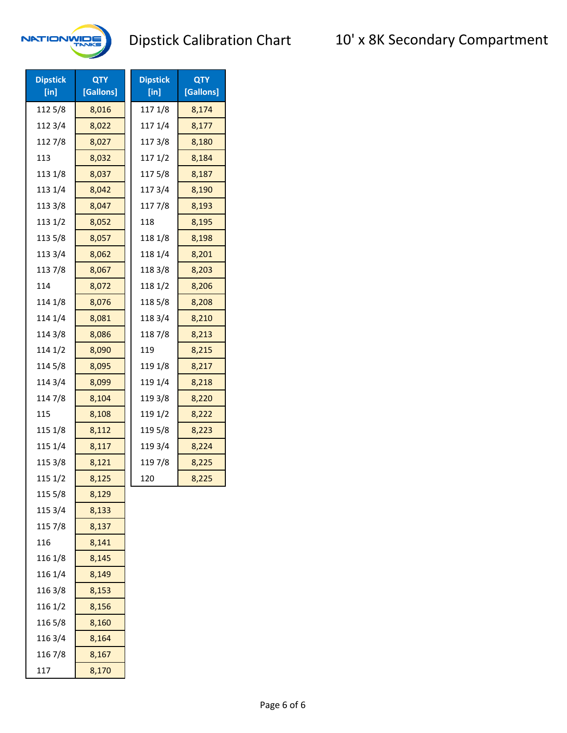# Dipstick Calibration Chart

## 10' x 8K Secondary Compartment

| Dipstick [in] | QTY [Gallons] | Dipstick [in] | QTY [Gallons] |
|---|---|---|---|
| 112 5/8 | 8,016 | 117 1/8 | 8,174 |
| 112 3/4 | 8,022 | 117 1/4 | 8,177 |
| 112 7/8 | 8,027 | 117 3/8 | 8,180 |
| 113 | 8,032 | 117 1/2 | 8,184 |
| 113 1/8 | 8,037 | 117 5/8 | 8,187 |
| 113 1/4 | 8,042 | 117 3/4 | 8,190 |
| 113 3/8 | 8,047 | 117 7/8 | 8,193 |
| 113 1/2 | 8,052 | 118 | 8,195 |
| 113 5/8 | 8,057 | 118 1/8 | 8,198 |
| 113 3/4 | 8,062 | 118 1/4 | 8,201 |
| 113 7/8 | 8,067 | 118 3/8 | 8,203 |
| 114 | 8,072 | 118 1/2 | 8,206 |
| 114 1/8 | 8,076 | 118 5/8 | 8,208 |
| 114 1/4 | 8,081 | 118 3/4 | 8,210 |
| 114 3/8 | 8,086 | 118 7/8 | 8,213 |
| 114 1/2 | 8,090 | 119 | 8,215 |
| 114 5/8 | 8,095 | 119 1/8 | 8,217 |
| 114 3/4 | 8,099 | 119 1/4 | 8,218 |
| 114 7/8 | 8,104 | 119 3/8 | 8,220 |
| 115 | 8,108 | 119 1/2 | 8,222 |
| 115 1/8 | 8,112 | 119 5/8 | 8,223 |
| 115 1/4 | 8,117 | 119 3/4 | 8,224 |
| 115 3/8 | 8,121 | 119 7/8 | 8,225 |
| 115 1/2 | 8,125 | 120 | 8,225 |
| 115 5/8 | 8,129 | | |
| 115 3/4 | 8,133 | | |
| 115 7/8 | 8,137 | | |
| 116 | 8,141 | | |
| 116 1/8 | 8,145 | | |
| 116 1/4 | 8,149 | | |
| 116 3/8 | 8,153 | | |
| 116 1/2 | 8,156 | | |
| 116 5/8 | 8,160 | | |
| 116 3/4 | 8,164 | | |
| 116 7/8 | 8,167 | | |
| 117 | 8,170 | | |